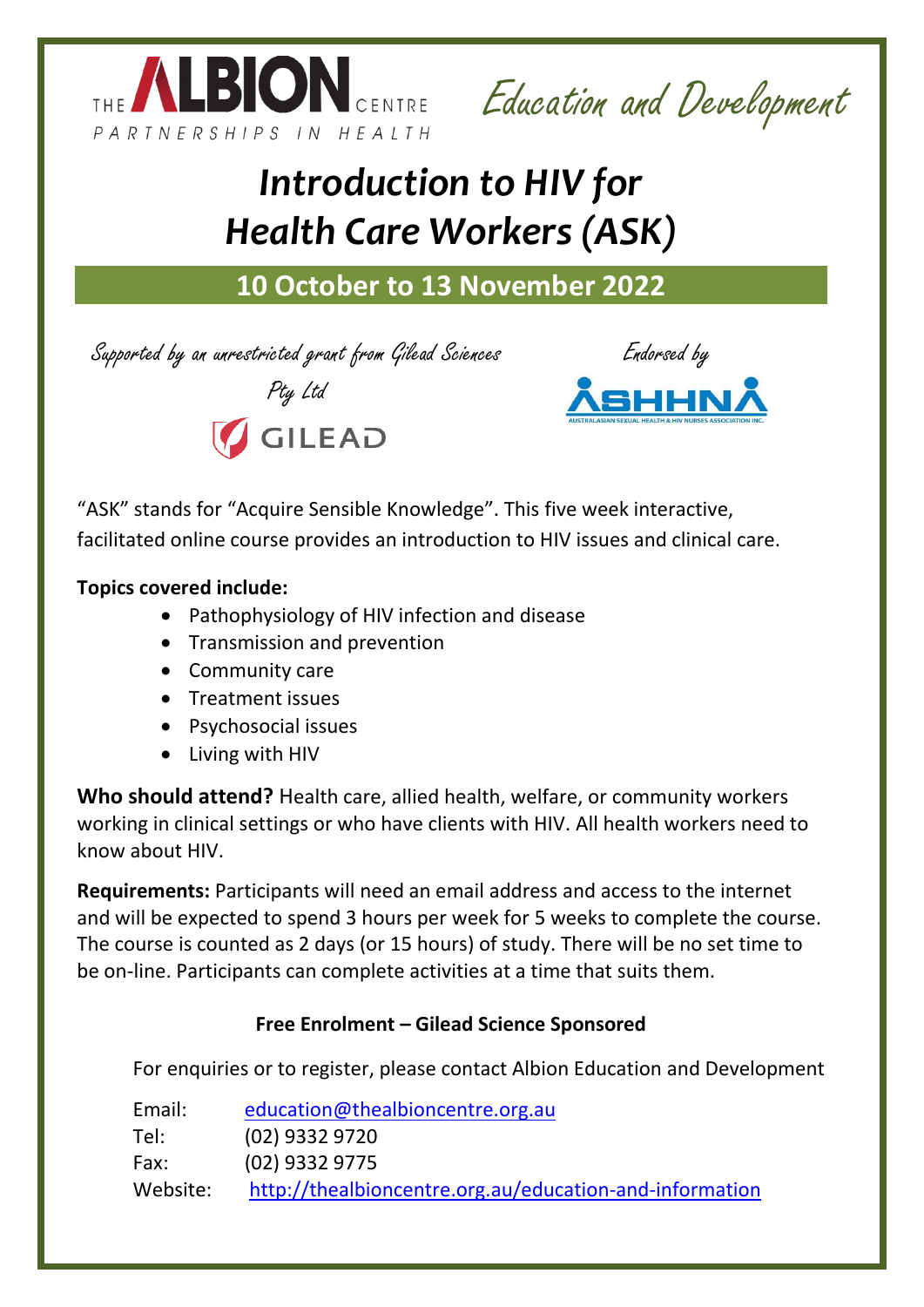THE ALBION CENTRE
PARTNERSHIPS IN HEALTH

*Education and Development*

# *Introduction to HIV for Health Care Workers (ASK)*

## 10 October to 13 November 2022

*Supported by an unrestricted grant from Gilead Sciences Pty Ltd*

GILEAD

*Endorsed by*

ASHHNA
AUSTRALASIAN SEXUAL HEALTH & HIV NURSES ASSOCIATION INC.

"ASK" stands for "Acquire Sensible Knowledge". This five week interactive, facilitated online course provides an introduction to HIV issues and clinical care.

**Topics covered include:**

- Pathophysiology of HIV infection and disease
- Transmission and prevention
- Community care
- Treatment issues
- Psychosocial issues
- Living with HIV

**Who should attend?** Health care, allied health, welfare, or community workers working in clinical settings or who have clients with HIV. All health workers need to know about HIV.

**Requirements:** Participants will need an email address and access to the internet and will be expected to spend 3 hours per week for 5 weeks to complete the course. The course is counted as 2 days (or 15 hours) of study. There will be no set time to be on-line. Participants can complete activities at a time that suits them.

**Free Enrolment – Gilead Science Sponsored**

For enquiries or to register, please contact Albion Education and Development

Email: education@thealbioncentre.org.au
Tel: (02) 9332 9720
Fax: (02) 9332 9775
Website: http://thealbioncentre.org.au/education-and-information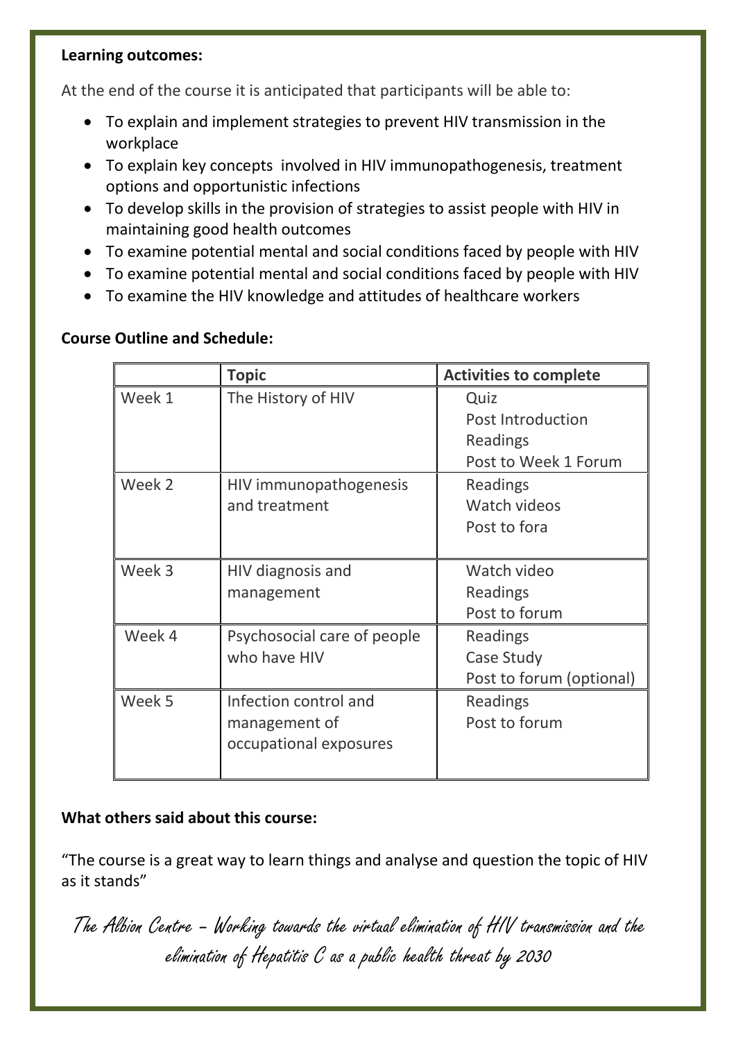**Learning outcomes:**

At the end of the course it is anticipated that participants will be able to:

- To explain and implement strategies to prevent HIV transmission in the workplace
- To explain key concepts involved in HIV immunopathogenesis, treatment options and opportunistic infections
- To develop skills in the provision of strategies to assist people with HIV in maintaining good health outcomes
- To examine potential mental and social conditions faced by people with HIV
- To examine potential mental and social conditions faced by people with HIV
- To examine the HIV knowledge and attitudes of healthcare workers

**Course Outline and Schedule:**

| | **Topic** | **Activities to complete** |
|---|---|---|
| Week 1 | The History of HIV | Quiz<br>Post Introduction<br>Readings<br>Post to Week 1 Forum |
| Week 2 | HIV immunopathogenesis and treatment | Readings<br>Watch videos<br>Post to fora |
| Week 3 | HIV diagnosis and management | Watch video<br>Readings<br>Post to forum |
| Week 4 | Psychosocial care of people who have HIV | Readings<br>Case Study<br>Post to forum (optional) |
| Week 5 | Infection control and management of occupational exposures | Readings<br>Post to forum |

**What others said about this course:**

"The course is a great way to learn things and analyse and question the topic of HIV as it stands"

*The Albion Centre – Working towards the virtual elimination of HIV transmission and the elimination of Hepatitis C as a public health threat by 2030*